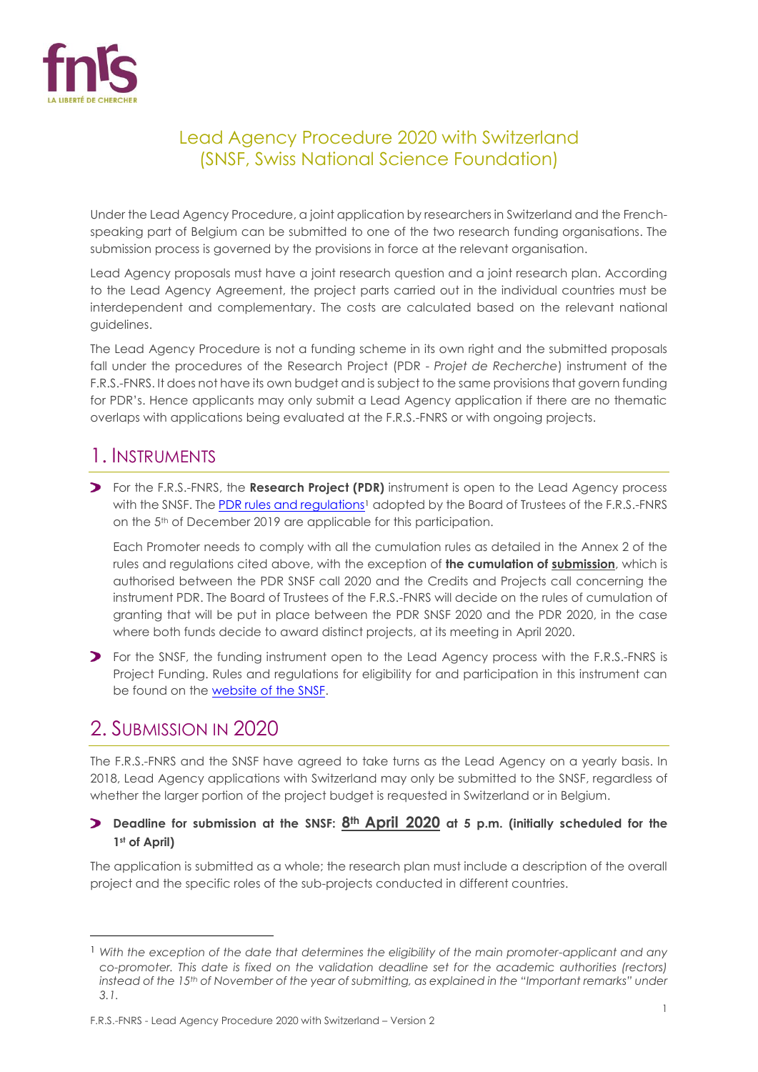# Lead Agency Procedure 2020 with Switzerland (SNSF, Swiss National Science Foundation)

Under the Lead Agency Procedure, a joint application by researchers in Switzerland and the French-speaking part of Belgium can be submitted to one of the two research funding organisations. The submission process is governed by the provisions in force at the relevant organisation.

Lead Agency proposals must have a joint research question and a joint research plan. According to the Lead Agency Agreement, the project parts carried out in the individual countries must be interdependent and complementary. The costs are calculated based on the relevant national guidelines.

The Lead Agency Procedure is not a funding scheme in its own right and the submitted proposals fall under the procedures of the Research Project (PDR - *Projet de Recherche*) instrument of the F.R.S.-FNRS. It does not have its own budget and is subject to the same provisions that govern funding for PDR's. Hence applicants may only submit a Lead Agency application if there are no thematic overlaps with applications being evaluated at the F.R.S.-FNRS or with ongoing projects.

## 1. Instruments

- For the F.R.S.-FNRS, the **Research Project (PDR)** instrument is open to the Lead Agency process with the SNSF. The [PDR rules and regulations](#)[1] adopted by the Board of Trustees of the F.R.S.-FNRS on the 5th of December 2019 are applicable for this participation.

  Each Promoter needs to comply with all the cumulation rules as detailed in the Annex 2 of the rules and regulations cited above, with the exception of **the cumulation of submission**, which is authorised between the PDR SNSF call 2020 and the Credits and Projects call concerning the instrument PDR. The Board of Trustees of the F.R.S.-FNRS will decide on the rules of cumulation of granting that will be put in place between the PDR SNSF 2020 and the PDR 2020, in the case where both funds decide to award distinct projects, at its meeting in April 2020.

- For the SNSF, the funding instrument open to the Lead Agency process with the F.R.S.-FNRS is Project Funding. Rules and regulations for eligibility for and participation in this instrument can be found on the [website of the SNSF](#).

## 2. Submission in 2020

The F.R.S.-FNRS and the SNSF have agreed to take turns as the Lead Agency on a yearly basis. In 2018, Lead Agency applications with Switzerland may only be submitted to the SNSF, regardless of whether the larger portion of the project budget is requested in Switzerland or in Belgium.

- **Deadline for submission at the SNSF: 8th April 2020 at 5 p.m. (initially scheduled for the 1st of April)**

The application is submitted as a whole; the research plan must include a description of the overall project and the specific roles of the sub-projects conducted in different countries.

---

[1] *With the exception of the date that determines the eligibility of the main promoter-applicant and any co-promoter. This date is fixed on the validation deadline set for the academic authorities (rectors) instead of the 15th of November of the year of submitting, as explained in the "Important remarks" under 3.1.*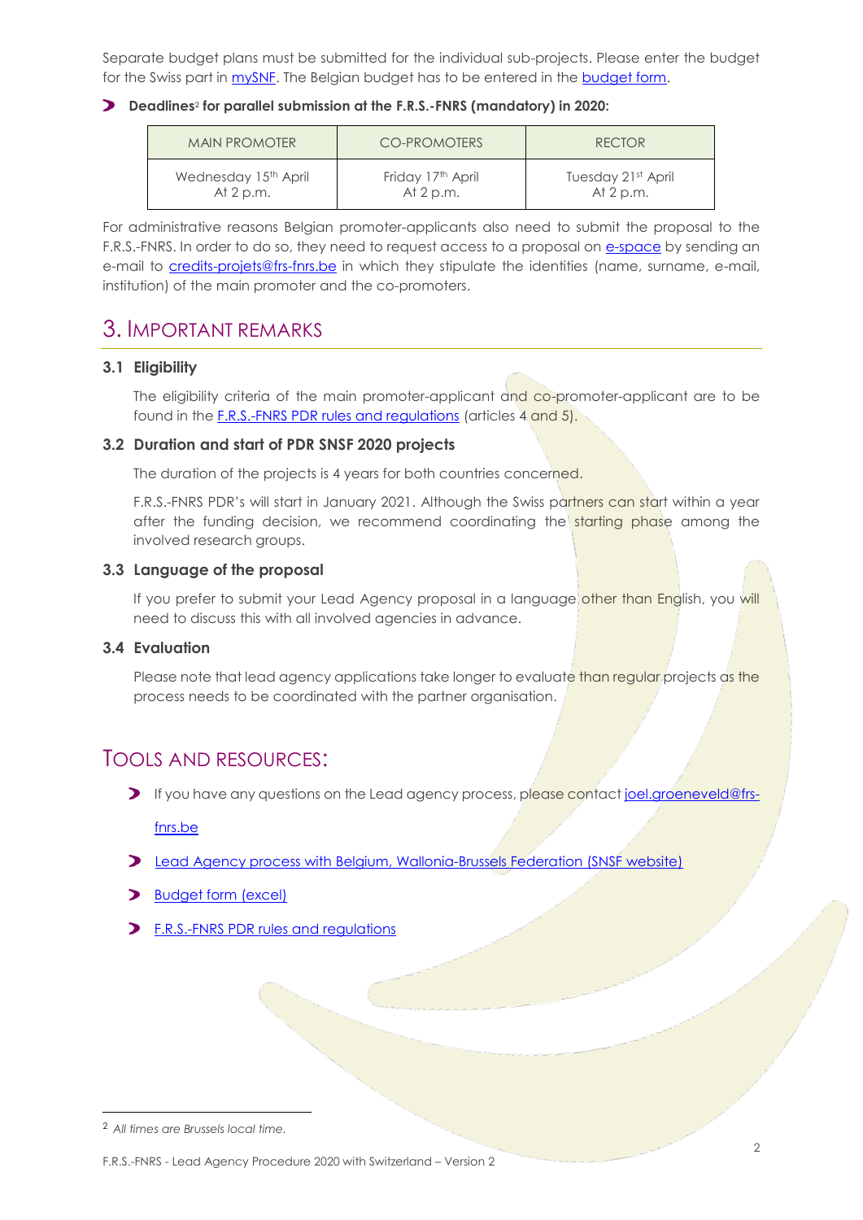Separate budget plans must be submitted for the individual sub-projects. Please enter the budget for the Swiss part in mySNF. The Belgian budget has to be entered in the budget form.

- **Deadlines[2] for parallel submission at the F.R.S.-FNRS (mandatory) in 2020:**

| MAIN PROMOTER | CO-PROMOTERS | RECTOR |
|---|---|---|
| Wednesday 15th April<br>At 2 p.m. | Friday 17th April<br>At 2 p.m. | Tuesday 21st April<br>At 2 p.m. |

For administrative reasons Belgian promoter-applicants also need to submit the proposal to the F.R.S.-FNRS. In order to do so, they need to request access to a proposal on e-space by sending an e-mail to credits-projets@frs-fnrs.be in which they stipulate the identities (name, surname, e-mail, institution) of the main promoter and the co-promoters.

# 3. Important remarks

### 3.1 Eligibility

The eligibility criteria of the main promoter-applicant and co-promoter-applicant are to be found in the F.R.S.-FNRS PDR rules and regulations (articles 4 and 5).

### 3.2 Duration and start of PDR SNSF 2020 projects

The duration of the projects is 4 years for both countries concerned.

F.R.S.-FNRS PDR's will start in January 2021. Although the Swiss partners can start within a year after the funding decision, we recommend coordinating the starting phase among the involved research groups.

### 3.3 Language of the proposal

If you prefer to submit your Lead Agency proposal in a language other than English, you will need to discuss this with all involved agencies in advance.

### 3.4 Evaluation

Please note that lead agency applications take longer to evaluate than regular projects as the process needs to be coordinated with the partner organisation.

# Tools and resources:

- If you have any questions on the Lead agency process, please contact joel.groeneveld@frs-fnrs.be
- Lead Agency process with Belgium, Wallonia-Brussels Federation (SNSF website)
- Budget form (excel)
- F.R.S.-FNRS PDR rules and regulations

[2] *All times are Brussels local time.*